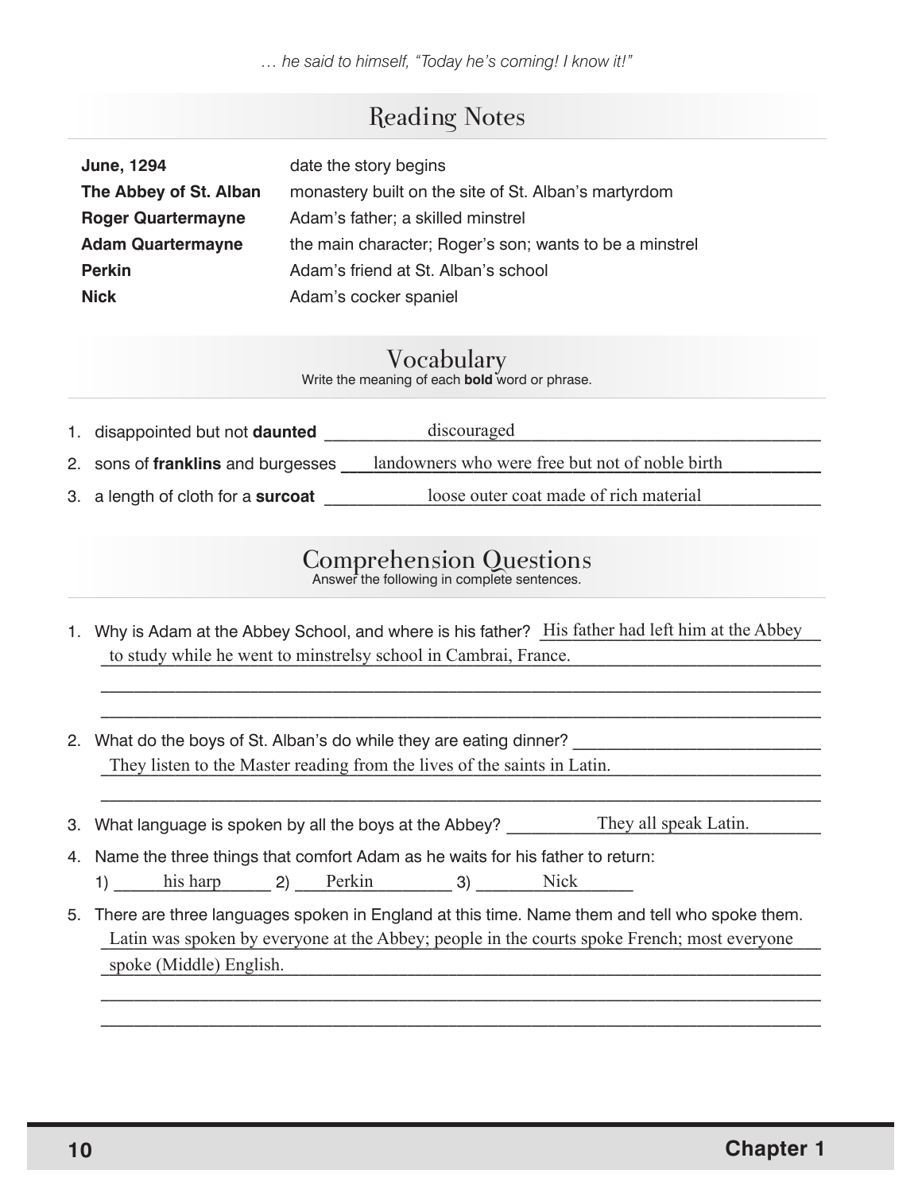*… he said to himself, "Today he's coming! I know it!"*

## Reading Notes

| | |
|---|---|
| **June, 1294** | date the story begins |
| **The Abbey of St. Alban** | monastery built on the site of St. Alban's martyrdom |
| **Roger Quartermayne** | Adam's father; a skilled minstrel |
| **Adam Quartermayne** | the main character; Roger's son; wants to be a minstrel |
| **Perkin** | Adam's friend at St. Alban's school |
| **Nick** | Adam's cocker spaniel |

## Vocabulary

Write the meaning of each **bold** word or phrase.

1. disappointed but not **daunted** ____discouraged____
2. sons of **franklins** and burgesses ____landowners who were free but not of noble birth____
3. a length of cloth for a **surcoat** ____loose outer coat made of rich material____

## Comprehension Questions

Answer the following in complete sentences.

1. Why is Adam at the Abbey School, and where is his father? ____His father had left him at the Abbey to study while he went to minstrelsy school in Cambrai, France.____
2. What do the boys of St. Alban's do while they are eating dinner? ____They listen to the Master reading from the lives of the saints in Latin.____
3. What language is spoken by all the boys at the Abbey? ____They all speak Latin.____
4. Name the three things that comfort Adam as he waits for his father to return:
   1) ____his harp____ 2) ____Perkin____ 3) ____Nick____
5. There are three languages spoken in England at this time. Name them and tell who spoke them.
   ____Latin was spoken by everyone at the Abbey; people in the courts spoke French; most everyone spoke (Middle) English.____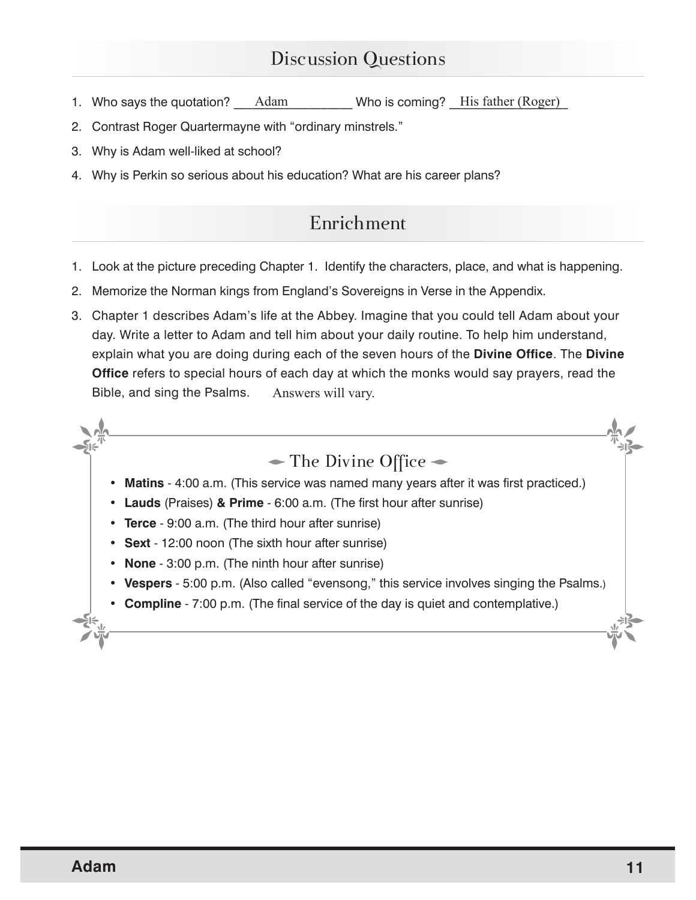## Discussion Questions

1. Who says the quotation? ___Adam_________ Who is coming? _His father (Roger)_
2. Contrast Roger Quartermayne with "ordinary minstrels."
3. Why is Adam well-liked at school?
4. Why is Perkin so serious about his education? What are his career plans?

## Enrichment

1. Look at the picture preceding Chapter 1. Identify the characters, place, and what is happening.
2. Memorize the Norman kings from England's Sovereigns in Verse in the Appendix.
3. Chapter 1 describes Adam's life at the Abbey. Imagine that you could tell Adam about your day. Write a letter to Adam and tell him about your daily routine. To help him understand, explain what you are doing during each of the seven hours of the **Divine Office**. The **Divine Office** refers to special hours of each day at which the monks would say prayers, read the Bible, and sing the Psalms. Answers will vary.

### The Divine Office

- **Matins** - 4:00 a.m. (This service was named many years after it was first practiced.)
- **Lauds** (Praises) **& Prime** - 6:00 a.m. (The first hour after sunrise)
- **Terce** - 9:00 a.m. (The third hour after sunrise)
- **Sext** - 12:00 noon (The sixth hour after sunrise)
- **None** - 3:00 p.m. (The ninth hour after sunrise)
- **Vespers** - 5:00 p.m. (Also called "evensong," this service involves singing the Psalms.)
- **Compline** - 7:00 p.m. (The final service of the day is quiet and contemplative.)